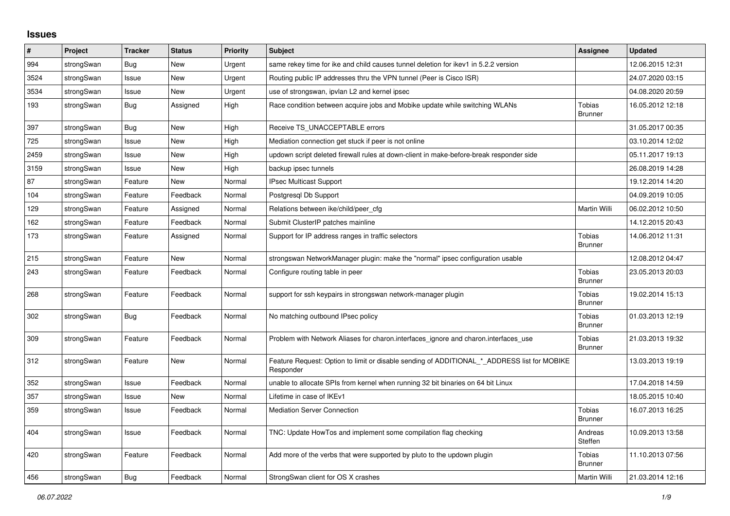# Issues

| # | Project | Tracker | Status | Priority | Subject | Assignee | Updated |
|---|---|---|---|---|---|---|---|
| 994 | strongSwan | Bug | New | Urgent | same rekey time for ike and child causes tunnel deletion for ikev1 in 5.2.2 version | | 12.06.2015 12:31 |
| 3524 | strongSwan | Issue | New | Urgent | Routing public IP addresses thru the VPN tunnel (Peer is Cisco ISR) | | 24.07.2020 03:15 |
| 3534 | strongSwan | Issue | New | Urgent | use of strongswan, ipvlan L2 and kernel ipsec | | 04.08.2020 20:59 |
| 193 | strongSwan | Bug | Assigned | High | Race condition between acquire jobs and Mobike update while switching WLANs | Tobias Brunner | 16.05.2012 12:18 |
| 397 | strongSwan | Bug | New | High | Receive TS_UNACCEPTABLE errors | | 31.05.2017 00:35 |
| 725 | strongSwan | Issue | New | High | Mediation connection get stuck if peer is not online | | 03.10.2014 12:02 |
| 2459 | strongSwan | Issue | New | High | updown script deleted firewall rules at down-client in make-before-break responder side | | 05.11.2017 19:13 |
| 3159 | strongSwan | Issue | New | High | backup ipsec tunnels | | 26.08.2019 14:28 |
| 87 | strongSwan | Feature | New | Normal | IPsec Multicast Support | | 19.12.2014 14:20 |
| 104 | strongSwan | Feature | Feedback | Normal | Postgresql Db Support | | 04.09.2019 10:05 |
| 129 | strongSwan | Feature | Assigned | Normal | Relations between ike/child/peer_cfg | Martin Willi | 06.02.2012 10:50 |
| 162 | strongSwan | Feature | Feedback | Normal | Submit ClusterIP patches mainline | | 14.12.2015 20:43 |
| 173 | strongSwan | Feature | Assigned | Normal | Support for IP address ranges in traffic selectors | Tobias Brunner | 14.06.2012 11:31 |
| 215 | strongSwan | Feature | New | Normal | strongswan NetworkManager plugin: make the "normal" ipsec configuration usable | | 12.08.2012 04:47 |
| 243 | strongSwan | Feature | Feedback | Normal | Configure routing table in peer | Tobias Brunner | 23.05.2013 20:03 |
| 268 | strongSwan | Feature | Feedback | Normal | support for ssh keypairs in strongswan network-manager plugin | Tobias Brunner | 19.02.2014 15:13 |
| 302 | strongSwan | Bug | Feedback | Normal | No matching outbound IPsec policy | Tobias Brunner | 01.03.2013 12:19 |
| 309 | strongSwan | Feature | Feedback | Normal | Problem with Network Aliases for charon.interfaces_ignore and charon.interfaces_use | Tobias Brunner | 21.03.2013 19:32 |
| 312 | strongSwan | Feature | New | Normal | Feature Request: Option to limit or disable sending of ADDITIONAL_*_ADDRESS list for MOBIKE Responder | | 13.03.2013 19:19 |
| 352 | strongSwan | Issue | Feedback | Normal | unable to allocate SPIs from kernel when running 32 bit binaries on 64 bit Linux | | 17.04.2018 14:59 |
| 357 | strongSwan | Issue | New | Normal | Lifetime in case of IKEv1 | | 18.05.2015 10:40 |
| 359 | strongSwan | Issue | Feedback | Normal | Mediation Server Connection | Tobias Brunner | 16.07.2013 16:25 |
| 404 | strongSwan | Issue | Feedback | Normal | TNC: Update HowTos and implement some compilation flag checking | Andreas Steffen | 10.09.2013 13:58 |
| 420 | strongSwan | Feature | Feedback | Normal | Add more of the verbs that were supported by pluto to the updown plugin | Tobias Brunner | 11.10.2013 07:56 |
| 456 | strongSwan | Bug | Feedback | Normal | StrongSwan client for OS X crashes | Martin Willi | 21.03.2014 12:16 |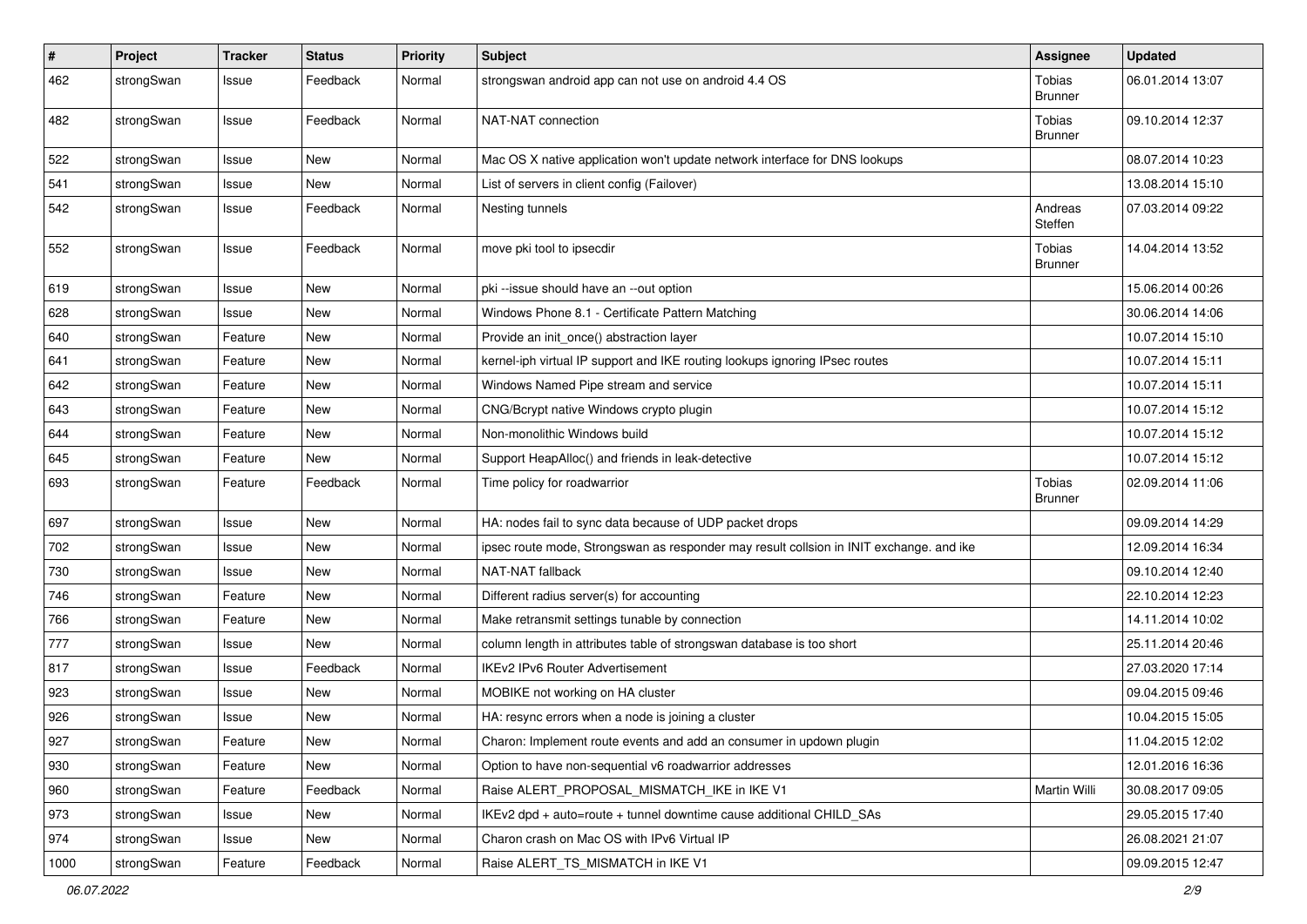| # | Project | Tracker | Status | Priority | Subject | Assignee | Updated |
|---|---|---|---|---|---|---|---|
| 462 | strongSwan | Issue | Feedback | Normal | strongswan android app can not use on android 4.4 OS | Tobias Brunner | 06.01.2014 13:07 |
| 482 | strongSwan | Issue | Feedback | Normal | NAT-NAT connection | Tobias Brunner | 09.10.2014 12:37 |
| 522 | strongSwan | Issue | New | Normal | Mac OS X native application won't update network interface for DNS lookups | | 08.07.2014 10:23 |
| 541 | strongSwan | Issue | New | Normal | List of servers in client config (Failover) | | 13.08.2014 15:10 |
| 542 | strongSwan | Issue | Feedback | Normal | Nesting tunnels | Andreas Steffen | 07.03.2014 09:22 |
| 552 | strongSwan | Issue | Feedback | Normal | move pki tool to ipsecdir | Tobias Brunner | 14.04.2014 13:52 |
| 619 | strongSwan | Issue | New | Normal | pki --issue should have an --out option | | 15.06.2014 00:26 |
| 628 | strongSwan | Issue | New | Normal | Windows Phone 8.1 - Certificate Pattern Matching | | 30.06.2014 14:06 |
| 640 | strongSwan | Feature | New | Normal | Provide an init_once() abstraction layer | | 10.07.2014 15:10 |
| 641 | strongSwan | Feature | New | Normal | kernel-iph virtual IP support and IKE routing lookups ignoring IPsec routes | | 10.07.2014 15:11 |
| 642 | strongSwan | Feature | New | Normal | Windows Named Pipe stream and service | | 10.07.2014 15:11 |
| 643 | strongSwan | Feature | New | Normal | CNG/Bcrypt native Windows crypto plugin | | 10.07.2014 15:12 |
| 644 | strongSwan | Feature | New | Normal | Non-monolithic Windows build | | 10.07.2014 15:12 |
| 645 | strongSwan | Feature | New | Normal | Support HeapAlloc() and friends in leak-detective | | 10.07.2014 15:12 |
| 693 | strongSwan | Feature | Feedback | Normal | Time policy for roadwarrior | Tobias Brunner | 02.09.2014 11:06 |
| 697 | strongSwan | Issue | New | Normal | HA: nodes fail to sync data because of UDP packet drops | | 09.09.2014 14:29 |
| 702 | strongSwan | Issue | New | Normal | ipsec route mode, Strongswan as responder may result collsion in INIT exchange. and ike | | 12.09.2014 16:34 |
| 730 | strongSwan | Issue | New | Normal | NAT-NAT fallback | | 09.10.2014 12:40 |
| 746 | strongSwan | Feature | New | Normal | Different radius server(s) for accounting | | 22.10.2014 12:23 |
| 766 | strongSwan | Feature | New | Normal | Make retransmit settings tunable by connection | | 14.11.2014 10:02 |
| 777 | strongSwan | Issue | New | Normal | column length in attributes table of strongswan database is too short | | 25.11.2014 20:46 |
| 817 | strongSwan | Issue | Feedback | Normal | IKEv2 IPv6 Router Advertisement | | 27.03.2020 17:14 |
| 923 | strongSwan | Issue | New | Normal | MOBIKE not working on HA cluster | | 09.04.2015 09:46 |
| 926 | strongSwan | Issue | New | Normal | HA: resync errors when a node is joining a cluster | | 10.04.2015 15:05 |
| 927 | strongSwan | Feature | New | Normal | Charon: Implement route events and add an consumer in updown plugin | | 11.04.2015 12:02 |
| 930 | strongSwan | Feature | New | Normal | Option to have non-sequential v6 roadwarrior addresses | | 12.01.2016 16:36 |
| 960 | strongSwan | Feature | Feedback | Normal | Raise ALERT_PROPOSAL_MISMATCH_IKE in IKE V1 | Martin Willi | 30.08.2017 09:05 |
| 973 | strongSwan | Issue | New | Normal | IKEv2 dpd + auto=route + tunnel downtime cause additional CHILD_SAs | | 29.05.2015 17:40 |
| 974 | strongSwan | Issue | New | Normal | Charon crash on Mac OS with IPv6 Virtual IP | | 26.08.2021 21:07 |
| 1000 | strongSwan | Feature | Feedback | Normal | Raise ALERT_TS_MISMATCH in IKE V1 | | 09.09.2015 12:47 |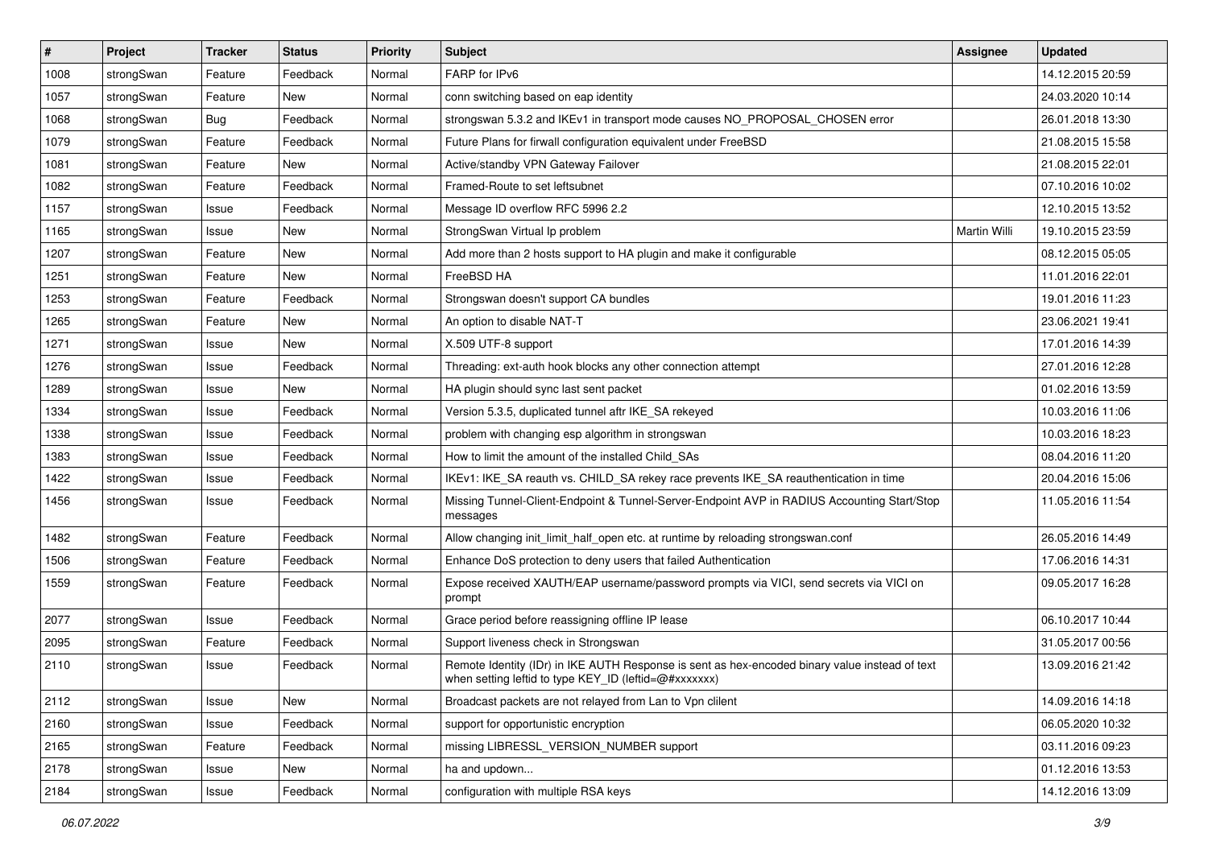| # | Project | Tracker | Status | Priority | Subject | Assignee | Updated |
|---|---|---|---|---|---|---|---|
| 1008 | strongSwan | Feature | Feedback | Normal | FARP for IPv6 | | 14.12.2015 20:59 |
| 1057 | strongSwan | Feature | New | Normal | conn switching based on eap identity | | 24.03.2020 10:14 |
| 1068 | strongSwan | Bug | Feedback | Normal | strongswan 5.3.2 and IKEv1 in transport mode causes NO_PROPOSAL_CHOSEN error | | 26.01.2018 13:30 |
| 1079 | strongSwan | Feature | Feedback | Normal | Future Plans for firwall configuration equivalent under FreeBSD | | 21.08.2015 15:58 |
| 1081 | strongSwan | Feature | New | Normal | Active/standby VPN Gateway Failover | | 21.08.2015 22:01 |
| 1082 | strongSwan | Feature | Feedback | Normal | Framed-Route to set leftsubnet | | 07.10.2016 10:02 |
| 1157 | strongSwan | Issue | Feedback | Normal | Message ID overflow RFC 5996 2.2 | | 12.10.2015 13:52 |
| 1165 | strongSwan | Issue | New | Normal | StrongSwan Virtual Ip problem | Martin Willi | 19.10.2015 23:59 |
| 1207 | strongSwan | Feature | New | Normal | Add more than 2 hosts support to HA plugin and make it configurable | | 08.12.2015 05:05 |
| 1251 | strongSwan | Feature | New | Normal | FreeBSD HA | | 11.01.2016 22:01 |
| 1253 | strongSwan | Feature | Feedback | Normal | Strongswan doesn't support CA bundles | | 19.01.2016 11:23 |
| 1265 | strongSwan | Feature | New | Normal | An option to disable NAT-T | | 23.06.2021 19:41 |
| 1271 | strongSwan | Issue | New | Normal | X.509 UTF-8 support | | 17.01.2016 14:39 |
| 1276 | strongSwan | Issue | Feedback | Normal | Threading: ext-auth hook blocks any other connection attempt | | 27.01.2016 12:28 |
| 1289 | strongSwan | Issue | New | Normal | HA plugin should sync last sent packet | | 01.02.2016 13:59 |
| 1334 | strongSwan | Issue | Feedback | Normal | Version 5.3.5, duplicated tunnel aftr IKE_SA rekeyed | | 10.03.2016 11:06 |
| 1338 | strongSwan | Issue | Feedback | Normal | problem with changing esp algorithm in strongswan | | 10.03.2016 18:23 |
| 1383 | strongSwan | Issue | Feedback | Normal | How to limit the amount of the installed Child_SAs | | 08.04.2016 11:20 |
| 1422 | strongSwan | Issue | Feedback | Normal | IKEv1: IKE_SA reauth vs. CHILD_SA rekey race prevents IKE_SA reauthentication in time | | 20.04.2016 15:06 |
| 1456 | strongSwan | Issue | Feedback | Normal | Missing Tunnel-Client-Endpoint & Tunnel-Server-Endpoint AVP in RADIUS Accounting Start/Stop messages | | 11.05.2016 11:54 |
| 1482 | strongSwan | Feature | Feedback | Normal | Allow changing init_limit_half_open etc. at runtime by reloading strongswan.conf | | 26.05.2016 14:49 |
| 1506 | strongSwan | Feature | Feedback | Normal | Enhance DoS protection to deny users that failed Authentication | | 17.06.2016 14:31 |
| 1559 | strongSwan | Feature | Feedback | Normal | Expose received XAUTH/EAP username/password prompts via VICI, send secrets via VICI on prompt | | 09.05.2017 16:28 |
| 2077 | strongSwan | Issue | Feedback | Normal | Grace period before reassigning offline IP lease | | 06.10.2017 10:44 |
| 2095 | strongSwan | Feature | Feedback | Normal | Support liveness check in Strongswan | | 31.05.2017 00:56 |
| 2110 | strongSwan | Issue | Feedback | Normal | Remote Identity (IDr) in IKE AUTH Response is sent as hex-encoded binary value instead of text when setting leftid to type KEY_ID (leftid=@#xxxxxxx) | | 13.09.2016 21:42 |
| 2112 | strongSwan | Issue | New | Normal | Broadcast packets are not relayed from Lan to Vpn clilent | | 14.09.2016 14:18 |
| 2160 | strongSwan | Issue | Feedback | Normal | support for opportunistic encryption | | 06.05.2020 10:32 |
| 2165 | strongSwan | Feature | Feedback | Normal | missing LIBRESSL_VERSION_NUMBER support | | 03.11.2016 09:23 |
| 2178 | strongSwan | Issue | New | Normal | ha and updown... | | 01.12.2016 13:53 |
| 2184 | strongSwan | Issue | Feedback | Normal | configuration with multiple RSA keys | | 14.12.2016 13:09 |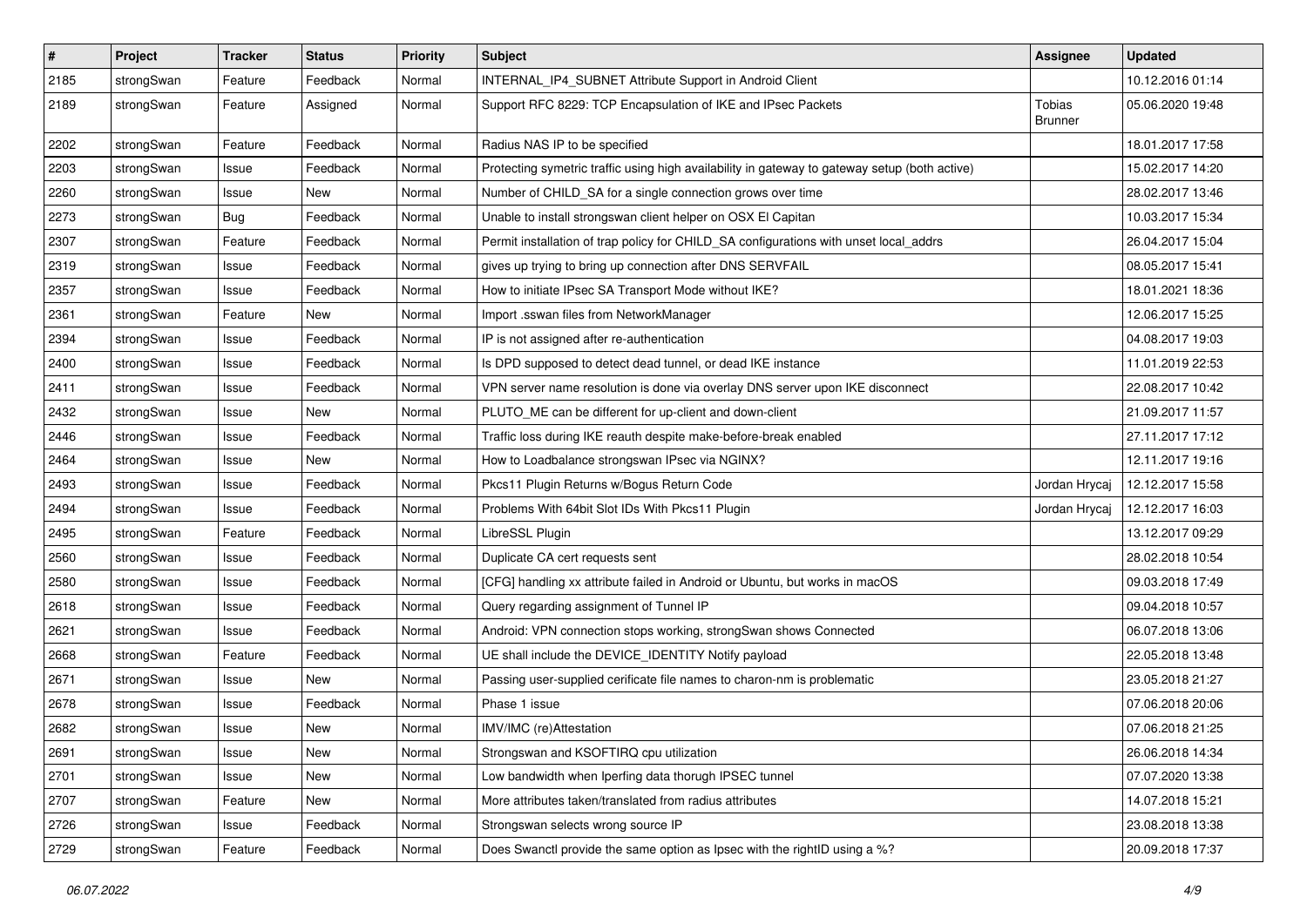| # | Project | Tracker | Status | Priority | Subject | Assignee | Updated |
|---|---|---|---|---|---|---|---|
| 2185 | strongSwan | Feature | Feedback | Normal | INTERNAL_IP4_SUBNET Attribute Support in Android Client | | 10.12.2016 01:14 |
| 2189 | strongSwan | Feature | Assigned | Normal | Support RFC 8229: TCP Encapsulation of IKE and IPsec Packets | Tobias Brunner | 05.06.2020 19:48 |
| 2202 | strongSwan | Feature | Feedback | Normal | Radius NAS IP to be specified | | 18.01.2017 17:58 |
| 2203 | strongSwan | Issue | Feedback | Normal | Protecting symetric traffic using high availability in gateway to gateway setup (both active) | | 15.02.2017 14:20 |
| 2260 | strongSwan | Issue | New | Normal | Number of CHILD_SA for a single connection grows over time | | 28.02.2017 13:46 |
| 2273 | strongSwan | Bug | Feedback | Normal | Unable to install strongswan client helper on OSX El Capitan | | 10.03.2017 15:34 |
| 2307 | strongSwan | Feature | Feedback | Normal | Permit installation of trap policy for CHILD_SA configurations with unset local_addrs | | 26.04.2017 15:04 |
| 2319 | strongSwan | Issue | Feedback | Normal | gives up trying to bring up connection after DNS SERVFAIL | | 08.05.2017 15:41 |
| 2357 | strongSwan | Issue | Feedback | Normal | How to initiate IPsec SA Transport Mode without IKE? | | 18.01.2021 18:36 |
| 2361 | strongSwan | Feature | New | Normal | Import .sswan files from NetworkManager | | 12.06.2017 15:25 |
| 2394 | strongSwan | Issue | Feedback | Normal | IP is not assigned after re-authentication | | 04.08.2017 19:03 |
| 2400 | strongSwan | Issue | Feedback | Normal | Is DPD supposed to detect dead tunnel, or dead IKE instance | | 11.01.2019 22:53 |
| 2411 | strongSwan | Issue | Feedback | Normal | VPN server name resolution is done via overlay DNS server upon IKE disconnect | | 22.08.2017 10:42 |
| 2432 | strongSwan | Issue | New | Normal | PLUTO_ME can be different for up-client and down-client | | 21.09.2017 11:57 |
| 2446 | strongSwan | Issue | Feedback | Normal | Traffic loss during IKE reauth despite make-before-break enabled | | 27.11.2017 17:12 |
| 2464 | strongSwan | Issue | New | Normal | How to Loadbalance strongswan IPsec via NGINX? | | 12.11.2017 19:16 |
| 2493 | strongSwan | Issue | Feedback | Normal | Pkcs11 Plugin Returns w/Bogus Return Code | Jordan Hrycaj | 12.12.2017 15:58 |
| 2494 | strongSwan | Issue | Feedback | Normal | Problems With 64bit Slot IDs With Pkcs11 Plugin | Jordan Hrycaj | 12.12.2017 16:03 |
| 2495 | strongSwan | Feature | Feedback | Normal | LibreSSL Plugin | | 13.12.2017 09:29 |
| 2560 | strongSwan | Issue | Feedback | Normal | Duplicate CA cert requests sent | | 28.02.2018 10:54 |
| 2580 | strongSwan | Issue | Feedback | Normal | [CFG] handling xx attribute failed in Android or Ubuntu, but works in macOS | | 09.03.2018 17:49 |
| 2618 | strongSwan | Issue | Feedback | Normal | Query regarding assignment of Tunnel IP | | 09.04.2018 10:57 |
| 2621 | strongSwan | Issue | Feedback | Normal | Android: VPN connection stops working, strongSwan shows Connected | | 06.07.2018 13:06 |
| 2668 | strongSwan | Feature | Feedback | Normal | UE shall include the DEVICE_IDENTITY Notify payload | | 22.05.2018 13:48 |
| 2671 | strongSwan | Issue | New | Normal | Passing user-supplied cerificate file names to charon-nm is problematic | | 23.05.2018 21:27 |
| 2678 | strongSwan | Issue | Feedback | Normal | Phase 1 issue | | 07.06.2018 20:06 |
| 2682 | strongSwan | Issue | New | Normal | IMV/IMC (re)Attestation | | 07.06.2018 21:25 |
| 2691 | strongSwan | Issue | New | Normal | Strongswan and KSOFTIRQ cpu utilization | | 26.06.2018 14:34 |
| 2701 | strongSwan | Issue | New | Normal | Low bandwidth when Iperfing data thorugh IPSEC tunnel | | 07.07.2020 13:38 |
| 2707 | strongSwan | Feature | New | Normal | More attributes taken/translated from radius attributes | | 14.07.2018 15:21 |
| 2726 | strongSwan | Issue | Feedback | Normal | Strongswan selects wrong source IP | | 23.08.2018 13:38 |
| 2729 | strongSwan | Feature | Feedback | Normal | Does Swanctl provide the same option as Ipsec with the rightID using a %? | | 20.09.2018 17:37 |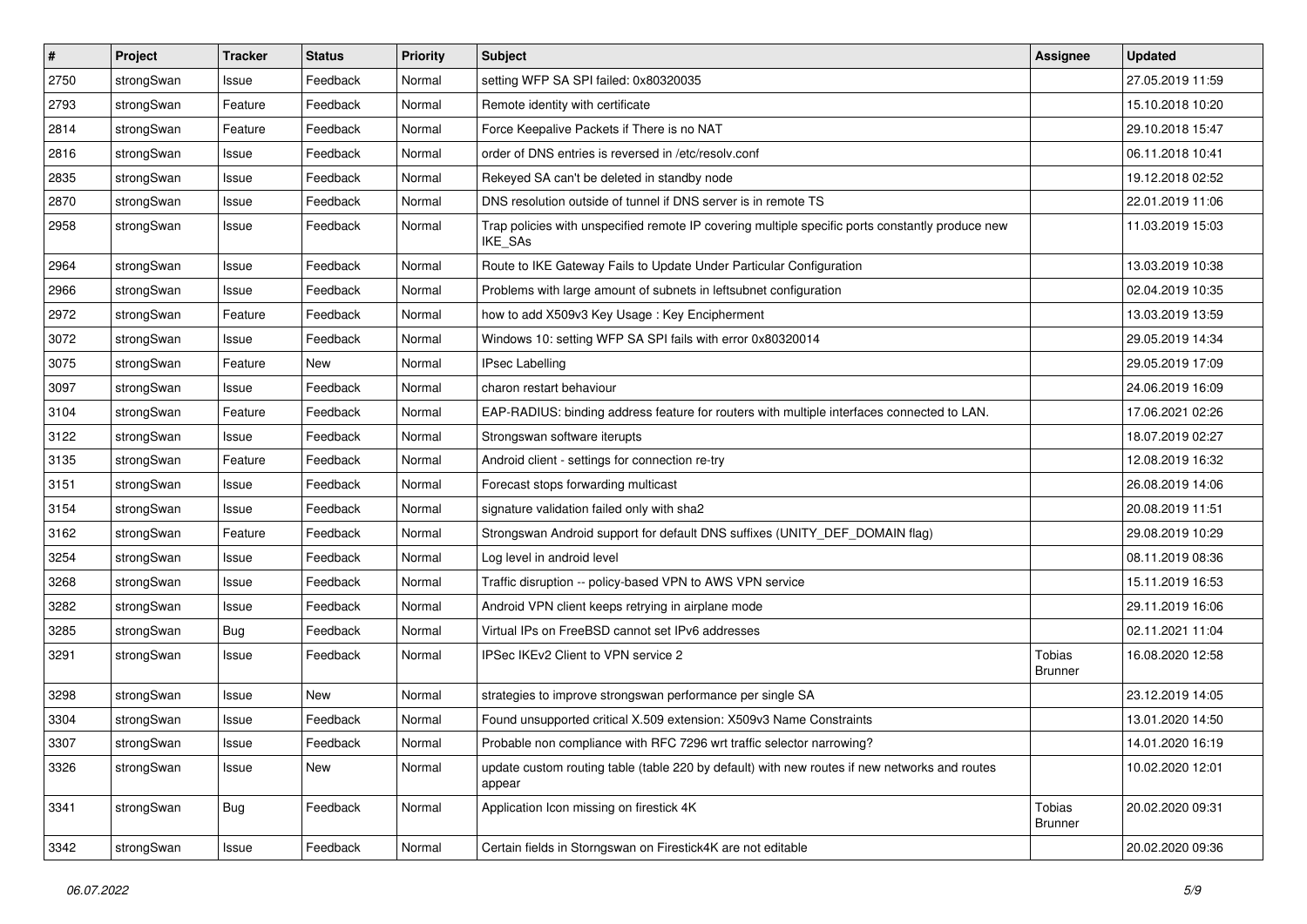| # | Project | Tracker | Status | Priority | Subject | Assignee | Updated |
| --- | --- | --- | --- | --- | --- | --- | --- |
| 2750 | strongSwan | Issue | Feedback | Normal | setting WFP SA SPI failed: 0x80320035 | | 27.05.2019 11:59 |
| 2793 | strongSwan | Feature | Feedback | Normal | Remote identity with certificate | | 15.10.2018 10:20 |
| 2814 | strongSwan | Feature | Feedback | Normal | Force Keepalive Packets if There is no NAT | | 29.10.2018 15:47 |
| 2816 | strongSwan | Issue | Feedback | Normal | order of DNS entries is reversed in /etc/resolv.conf | | 06.11.2018 10:41 |
| 2835 | strongSwan | Issue | Feedback | Normal | Rekeyed SA can't be deleted in standby node | | 19.12.2018 02:52 |
| 2870 | strongSwan | Issue | Feedback | Normal | DNS resolution outside of tunnel if DNS server is in remote TS | | 22.01.2019 11:06 |
| 2958 | strongSwan | Issue | Feedback | Normal | Trap policies with unspecified remote IP covering multiple specific ports constantly produce new IKE_SAs | | 11.03.2019 15:03 |
| 2964 | strongSwan | Issue | Feedback | Normal | Route to IKE Gateway Fails to Update Under Particular Configuration | | 13.03.2019 10:38 |
| 2966 | strongSwan | Issue | Feedback | Normal | Problems with large amount of subnets in leftsubnet configuration | | 02.04.2019 10:35 |
| 2972 | strongSwan | Feature | Feedback | Normal | how to add X509v3 Key Usage : Key Encipherment | | 13.03.2019 13:59 |
| 3072 | strongSwan | Issue | Feedback | Normal | Windows 10: setting WFP SA SPI fails with error 0x80320014 | | 29.05.2019 14:34 |
| 3075 | strongSwan | Feature | New | Normal | IPsec Labelling | | 29.05.2019 17:09 |
| 3097 | strongSwan | Issue | Feedback | Normal | charon restart behaviour | | 24.06.2019 16:09 |
| 3104 | strongSwan | Feature | Feedback | Normal | EAP-RADIUS: binding address feature for routers with multiple interfaces connected to LAN. | | 17.06.2021 02:26 |
| 3122 | strongSwan | Issue | Feedback | Normal | Strongswan software iterupts | | 18.07.2019 02:27 |
| 3135 | strongSwan | Feature | Feedback | Normal | Android client - settings for connection re-try | | 12.08.2019 16:32 |
| 3151 | strongSwan | Issue | Feedback | Normal | Forecast stops forwarding multicast | | 26.08.2019 14:06 |
| 3154 | strongSwan | Issue | Feedback | Normal | signature validation failed only with sha2 | | 20.08.2019 11:51 |
| 3162 | strongSwan | Feature | Feedback | Normal | Strongswan Android support for default DNS suffixes (UNITY_DEF_DOMAIN flag) | | 29.08.2019 10:29 |
| 3254 | strongSwan | Issue | Feedback | Normal | Log level in android level | | 08.11.2019 08:36 |
| 3268 | strongSwan | Issue | Feedback | Normal | Traffic disruption -- policy-based VPN to AWS VPN service | | 15.11.2019 16:53 |
| 3282 | strongSwan | Issue | Feedback | Normal | Android VPN client keeps retrying in airplane mode | | 29.11.2019 16:06 |
| 3285 | strongSwan | Bug | Feedback | Normal | Virtual IPs on FreeBSD cannot set IPv6 addresses | | 02.11.2021 11:04 |
| 3291 | strongSwan | Issue | Feedback | Normal | IPSec IKEv2 Client to VPN service 2 | Tobias Brunner | 16.08.2020 12:58 |
| 3298 | strongSwan | Issue | New | Normal | strategies to improve strongswan performance per single SA | | 23.12.2019 14:05 |
| 3304 | strongSwan | Issue | Feedback | Normal | Found unsupported critical X.509 extension: X509v3 Name Constraints | | 13.01.2020 14:50 |
| 3307 | strongSwan | Issue | Feedback | Normal | Probable non compliance with RFC 7296 wrt traffic selector narrowing? | | 14.01.2020 16:19 |
| 3326 | strongSwan | Issue | New | Normal | update custom routing table (table 220 by default) with new routes if new networks and routes appear | | 10.02.2020 12:01 |
| 3341 | strongSwan | Bug | Feedback | Normal | Application Icon missing on firestick 4K | Tobias Brunner | 20.02.2020 09:31 |
| 3342 | strongSwan | Issue | Feedback | Normal | Certain fields in Storngswan on Firestick4K are not editable | | 20.02.2020 09:36 |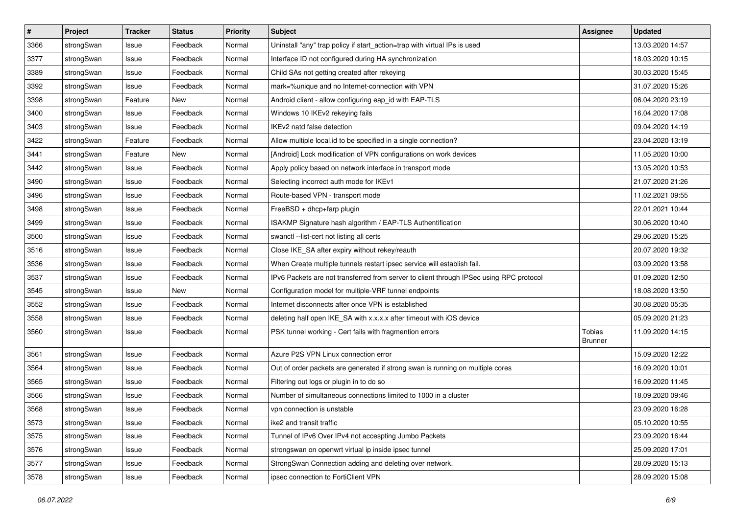| # | Project | Tracker | Status | Priority | Subject | Assignee | Updated |
| --- | --- | --- | --- | --- | --- | --- | --- |
| 3366 | strongSwan | Issue | Feedback | Normal | Uninstall "any" trap policy if start_action=trap with virtual IPs is used | | 13.03.2020 14:57 |
| 3377 | strongSwan | Issue | Feedback | Normal | Interface ID not configured during HA synchronization | | 18.03.2020 10:15 |
| 3389 | strongSwan | Issue | Feedback | Normal | Child SAs not getting created after rekeying | | 30.03.2020 15:45 |
| 3392 | strongSwan | Issue | Feedback | Normal | mark=%unique and no Internet-connection with VPN | | 31.07.2020 15:26 |
| 3398 | strongSwan | Feature | New | Normal | Android client - allow configuring eap_id with EAP-TLS | | 06.04.2020 23:19 |
| 3400 | strongSwan | Issue | Feedback | Normal | Windows 10 IKEv2 rekeying fails | | 16.04.2020 17:08 |
| 3403 | strongSwan | Issue | Feedback | Normal | IKEv2 natd false detection | | 09.04.2020 14:19 |
| 3422 | strongSwan | Feature | Feedback | Normal | Allow multiple local.id to be specified in a single connection? | | 23.04.2020 13:19 |
| 3441 | strongSwan | Feature | New | Normal | [Android] Lock modification of VPN configurations on work devices | | 11.05.2020 10:00 |
| 3442 | strongSwan | Issue | Feedback | Normal | Apply policy based on network interface in transport mode | | 13.05.2020 10:53 |
| 3490 | strongSwan | Issue | Feedback | Normal | Selecting incorrect auth mode for IKEv1 | | 21.07.2020 21:26 |
| 3496 | strongSwan | Issue | Feedback | Normal | Route-based VPN - transport mode | | 11.02.2021 09:55 |
| 3498 | strongSwan | Issue | Feedback | Normal | FreeBSD + dhcp+farp plugin | | 22.01.2021 10:44 |
| 3499 | strongSwan | Issue | Feedback | Normal | ISAKMP Signature hash algorithm / EAP-TLS Authentification | | 30.06.2020 10:40 |
| 3500 | strongSwan | Issue | Feedback | Normal | swanctl --list-cert not listing all certs | | 29.06.2020 15:25 |
| 3516 | strongSwan | Issue | Feedback | Normal | Close IKE_SA after expiry without rekey/reauth | | 20.07.2020 19:32 |
| 3536 | strongSwan | Issue | Feedback | Normal | When Create multiple tunnels restart ipsec service will establish fail. | | 03.09.2020 13:58 |
| 3537 | strongSwan | Issue | Feedback | Normal | IPv6 Packets are not transferred from server to client through IPSec using RPC protocol | | 01.09.2020 12:50 |
| 3545 | strongSwan | Issue | New | Normal | Configuration model for multiple-VRF tunnel endpoints | | 18.08.2020 13:50 |
| 3552 | strongSwan | Issue | Feedback | Normal | Internet disconnects after once VPN is established | | 30.08.2020 05:35 |
| 3558 | strongSwan | Issue | Feedback | Normal | deleting half open IKE_SA with x.x.x.x after timeout with iOS device | | 05.09.2020 21:23 |
| 3560 | strongSwan | Issue | Feedback | Normal | PSK tunnel working - Cert fails with fragmention errors | Tobias Brunner | 11.09.2020 14:15 |
| 3561 | strongSwan | Issue | Feedback | Normal | Azure P2S VPN Linux connection error | | 15.09.2020 12:22 |
| 3564 | strongSwan | Issue | Feedback | Normal | Out of order packets are generated if strong swan is running on multiple cores | | 16.09.2020 10:01 |
| 3565 | strongSwan | Issue | Feedback | Normal | Filtering out logs or plugin in to do so | | 16.09.2020 11:45 |
| 3566 | strongSwan | Issue | Feedback | Normal | Number of simultaneous connections limited to 1000 in a cluster | | 18.09.2020 09:46 |
| 3568 | strongSwan | Issue | Feedback | Normal | vpn connection is unstable | | 23.09.2020 16:28 |
| 3573 | strongSwan | Issue | Feedback | Normal | ike2 and transit traffic | | 05.10.2020 10:55 |
| 3575 | strongSwan | Issue | Feedback | Normal | Tunnel of IPv6 Over IPv4 not accespting Jumbo Packets | | 23.09.2020 16:44 |
| 3576 | strongSwan | Issue | Feedback | Normal | strongswan on openwrt virtual ip inside ipsec tunnel | | 25.09.2020 17:01 |
| 3577 | strongSwan | Issue | Feedback | Normal | StrongSwan Connection adding and deleting over network. | | 28.09.2020 15:13 |
| 3578 | strongSwan | Issue | Feedback | Normal | ipsec connection to FortiClient VPN | | 28.09.2020 15:08 |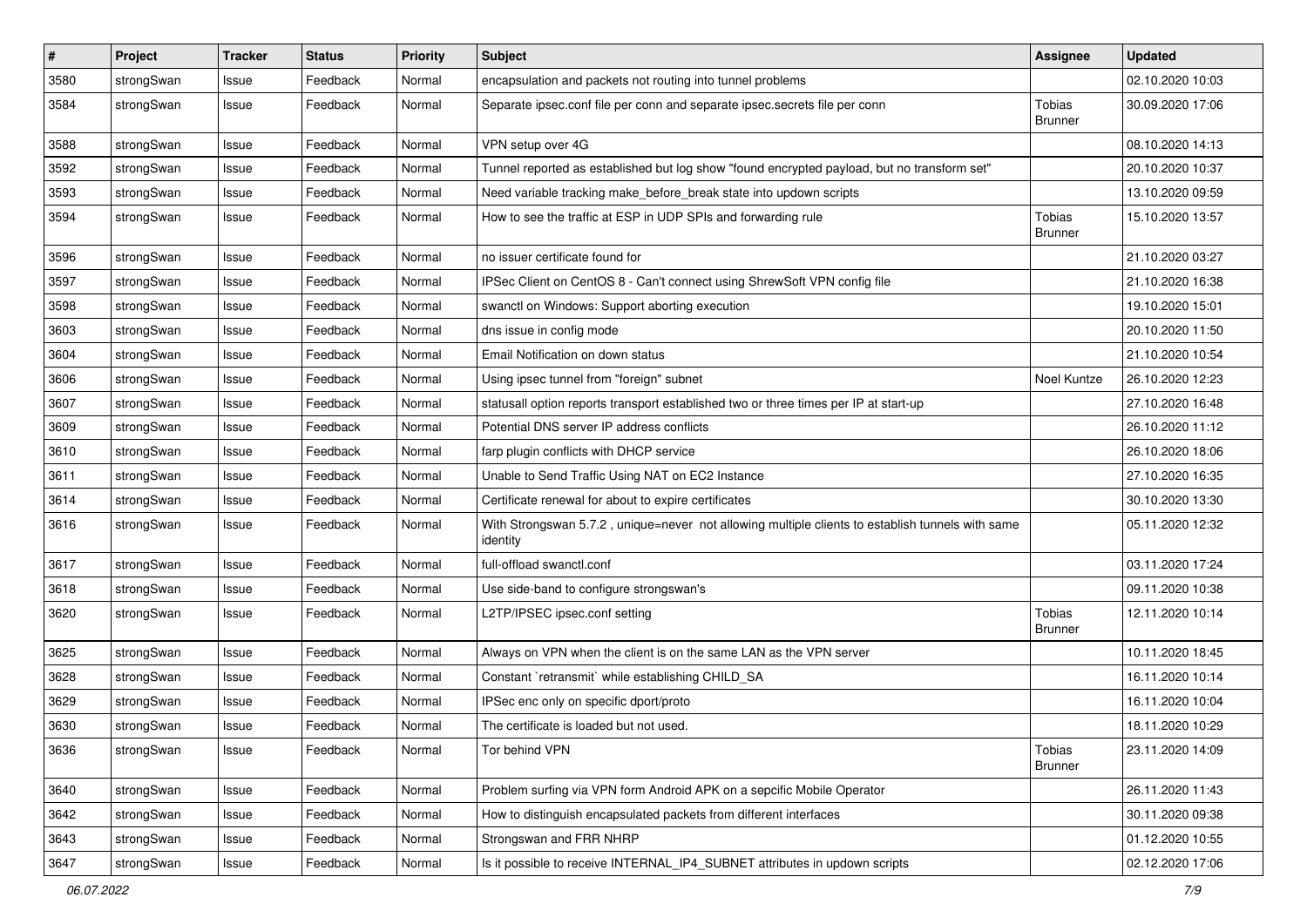| # | Project | Tracker | Status | Priority | Subject | Assignee | Updated |
|---|---|---|---|---|---|---|---|
| 3580 | strongSwan | Issue | Feedback | Normal | encapsulation and packets not routing into tunnel problems | | 02.10.2020 10:03 |
| 3584 | strongSwan | Issue | Feedback | Normal | Separate ipsec.conf file per conn and separate ipsec.secrets file per conn | Tobias Brunner | 30.09.2020 17:06 |
| 3588 | strongSwan | Issue | Feedback | Normal | VPN setup over 4G | | 08.10.2020 14:13 |
| 3592 | strongSwan | Issue | Feedback | Normal | Tunnel reported as established but log show "found encrypted payload, but no transform set" | | 20.10.2020 10:37 |
| 3593 | strongSwan | Issue | Feedback | Normal | Need variable tracking make_before_break state into updown scripts | | 13.10.2020 09:59 |
| 3594 | strongSwan | Issue | Feedback | Normal | How to see the traffic at ESP in UDP SPIs and forwarding rule | Tobias Brunner | 15.10.2020 13:57 |
| 3596 | strongSwan | Issue | Feedback | Normal | no issuer certificate found for | | 21.10.2020 03:27 |
| 3597 | strongSwan | Issue | Feedback | Normal | IPSec Client on CentOS 8 - Can't connect using ShrewSoft VPN config file | | 21.10.2020 16:38 |
| 3598 | strongSwan | Issue | Feedback | Normal | swanctl on Windows: Support aborting execution | | 19.10.2020 15:01 |
| 3603 | strongSwan | Issue | Feedback | Normal | dns issue in config mode | | 20.10.2020 11:50 |
| 3604 | strongSwan | Issue | Feedback | Normal | Email Notification on down status | | 21.10.2020 10:54 |
| 3606 | strongSwan | Issue | Feedback | Normal | Using ipsec tunnel from "foreign" subnet | Noel Kuntze | 26.10.2020 12:23 |
| 3607 | strongSwan | Issue | Feedback | Normal | statusall option reports transport established two or three times per IP at start-up | | 27.10.2020 16:48 |
| 3609 | strongSwan | Issue | Feedback | Normal | Potential DNS server IP address conflicts | | 26.10.2020 11:12 |
| 3610 | strongSwan | Issue | Feedback | Normal | farp plugin conflicts with DHCP service | | 26.10.2020 18:06 |
| 3611 | strongSwan | Issue | Feedback | Normal | Unable to Send Traffic Using NAT on EC2 Instance | | 27.10.2020 16:35 |
| 3614 | strongSwan | Issue | Feedback | Normal | Certificate renewal for about to expire certificates | | 30.10.2020 13:30 |
| 3616 | strongSwan | Issue | Feedback | Normal | With Strongswan 5.7.2 , unique=never not allowing multiple clients to establish tunnels with same identity | | 05.11.2020 12:32 |
| 3617 | strongSwan | Issue | Feedback | Normal | full-offload swanctl.conf | | 03.11.2020 17:24 |
| 3618 | strongSwan | Issue | Feedback | Normal | Use side-band to configure strongswan's | | 09.11.2020 10:38 |
| 3620 | strongSwan | Issue | Feedback | Normal | L2TP/IPSEC ipsec.conf setting | Tobias Brunner | 12.11.2020 10:14 |
| 3625 | strongSwan | Issue | Feedback | Normal | Always on VPN when the client is on the same LAN as the VPN server | | 10.11.2020 18:45 |
| 3628 | strongSwan | Issue | Feedback | Normal | Constant `retransmit` while establishing CHILD_SA | | 16.11.2020 10:14 |
| 3629 | strongSwan | Issue | Feedback | Normal | IPSec enc only on specific dport/proto | | 16.11.2020 10:04 |
| 3630 | strongSwan | Issue | Feedback | Normal | The certificate is loaded but not used. | | 18.11.2020 10:29 |
| 3636 | strongSwan | Issue | Feedback | Normal | Tor behind VPN | Tobias Brunner | 23.11.2020 14:09 |
| 3640 | strongSwan | Issue | Feedback | Normal | Problem surfing via VPN form Android APK on a sepcific Mobile Operator | | 26.11.2020 11:43 |
| 3642 | strongSwan | Issue | Feedback | Normal | How to distinguish encapsulated packets from different interfaces | | 30.11.2020 09:38 |
| 3643 | strongSwan | Issue | Feedback | Normal | Strongswan and FRR NHRP | | 01.12.2020 10:55 |
| 3647 | strongSwan | Issue | Feedback | Normal | Is it possible to receive INTERNAL_IP4_SUBNET attributes in updown scripts | | 02.12.2020 17:06 |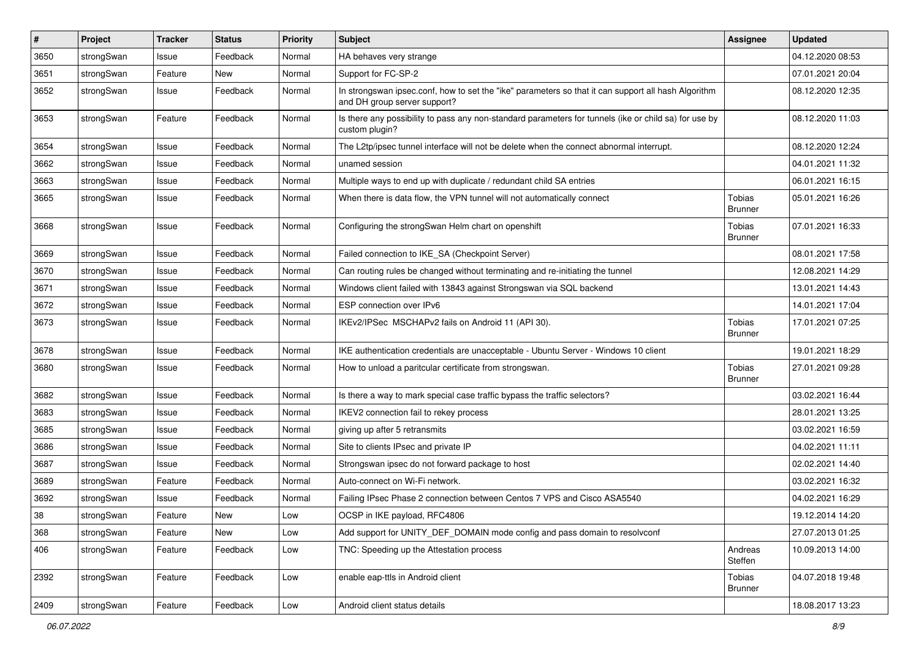| # | Project | Tracker | Status | Priority | Subject | Assignee | Updated |
|---|---|---|---|---|---|---|---|
| 3650 | strongSwan | Issue | Feedback | Normal | HA behaves very strange | | 04.12.2020 08:53 |
| 3651 | strongSwan | Feature | New | Normal | Support for FC-SP-2 | | 07.01.2021 20:04 |
| 3652 | strongSwan | Issue | Feedback | Normal | In strongswan ipsec.conf, how to set the "ike" parameters so that it can support all hash Algorithm and DH group server support? | | 08.12.2020 12:35 |
| 3653 | strongSwan | Feature | Feedback | Normal | Is there any possibility to pass any non-standard parameters for tunnels (ike or child sa) for use by custom plugin? | | 08.12.2020 11:03 |
| 3654 | strongSwan | Issue | Feedback | Normal | The L2tp/ipsec tunnel interface will not be delete when the connect abnormal interrupt. | | 08.12.2020 12:24 |
| 3662 | strongSwan | Issue | Feedback | Normal | unamed session | | 04.01.2021 11:32 |
| 3663 | strongSwan | Issue | Feedback | Normal | Multiple ways to end up with duplicate / redundant child SA entries | | 06.01.2021 16:15 |
| 3665 | strongSwan | Issue | Feedback | Normal | When there is data flow, the VPN tunnel will not automatically connect | Tobias Brunner | 05.01.2021 16:26 |
| 3668 | strongSwan | Issue | Feedback | Normal | Configuring the strongSwan Helm chart on openshift | Tobias Brunner | 07.01.2021 16:33 |
| 3669 | strongSwan | Issue | Feedback | Normal | Failed connection to IKE_SA (Checkpoint Server) | | 08.01.2021 17:58 |
| 3670 | strongSwan | Issue | Feedback | Normal | Can routing rules be changed without terminating and re-initiating the tunnel | | 12.08.2021 14:29 |
| 3671 | strongSwan | Issue | Feedback | Normal | Windows client failed with 13843 against Strongswan via SQL backend | | 13.01.2021 14:43 |
| 3672 | strongSwan | Issue | Feedback | Normal | ESP connection over IPv6 | | 14.01.2021 17:04 |
| 3673 | strongSwan | Issue | Feedback | Normal | IKEv2/IPSec MSCHAPv2 fails on Android 11 (API 30). | Tobias Brunner | 17.01.2021 07:25 |
| 3678 | strongSwan | Issue | Feedback | Normal | IKE authentication credentials are unacceptable - Ubuntu Server - Windows 10 client | | 19.01.2021 18:29 |
| 3680 | strongSwan | Issue | Feedback | Normal | How to unload a paritcular certificate from strongswan. | Tobias Brunner | 27.01.2021 09:28 |
| 3682 | strongSwan | Issue | Feedback | Normal | Is there a way to mark special case traffic bypass the traffic selectors? | | 03.02.2021 16:44 |
| 3683 | strongSwan | Issue | Feedback | Normal | IKEV2 connection fail to rekey process | | 28.01.2021 13:25 |
| 3685 | strongSwan | Issue | Feedback | Normal | giving up after 5 retransmits | | 03.02.2021 16:59 |
| 3686 | strongSwan | Issue | Feedback | Normal | Site to clients IPsec and private IP | | 04.02.2021 11:11 |
| 3687 | strongSwan | Issue | Feedback | Normal | Strongswan ipsec do not forward package to host | | 02.02.2021 14:40 |
| 3689 | strongSwan | Feature | Feedback | Normal | Auto-connect on Wi-Fi network. | | 03.02.2021 16:32 |
| 3692 | strongSwan | Issue | Feedback | Normal | Failing IPsec Phase 2 connection between Centos 7 VPS and Cisco ASA5540 | | 04.02.2021 16:29 |
| 38 | strongSwan | Feature | New | Low | OCSP in IKE payload, RFC4806 | | 19.12.2014 14:20 |
| 368 | strongSwan | Feature | New | Low | Add support for UNITY_DEF_DOMAIN mode config and pass domain to resolvconf | | 27.07.2013 01:25 |
| 406 | strongSwan | Feature | Feedback | Low | TNC: Speeding up the Attestation process | Andreas Steffen | 10.09.2013 14:00 |
| 2392 | strongSwan | Feature | Feedback | Low | enable eap-ttls in Android client | Tobias Brunner | 04.07.2018 19:48 |
| 2409 | strongSwan | Feature | Feedback | Low | Android client status details | | 18.08.2017 13:23 |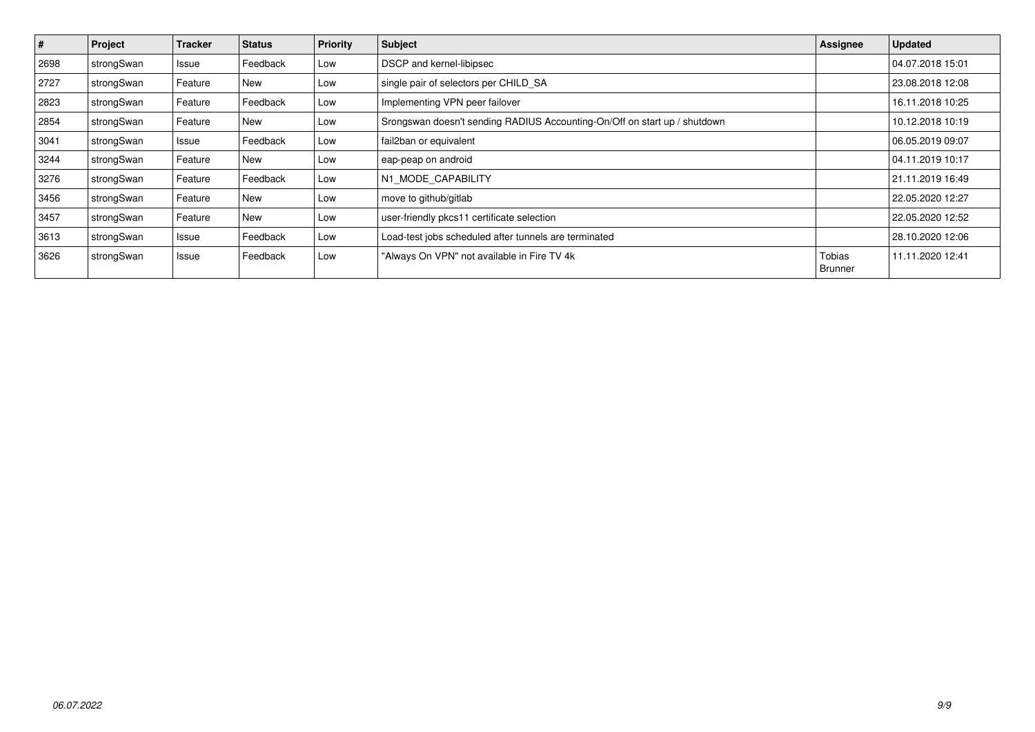| # | Project | Tracker | Status | Priority | Subject | Assignee | Updated |
|---|---|---|---|---|---|---|---|
| 2698 | strongSwan | Issue | Feedback | Low | DSCP and kernel-libipsec | | 04.07.2018 15:01 |
| 2727 | strongSwan | Feature | New | Low | single pair of selectors per CHILD_SA | | 23.08.2018 12:08 |
| 2823 | strongSwan | Feature | Feedback | Low | Implementing VPN peer failover | | 16.11.2018 10:25 |
| 2854 | strongSwan | Feature | New | Low | Srongswan doesn't sending RADIUS Accounting-On/Off on start up / shutdown | | 10.12.2018 10:19 |
| 3041 | strongSwan | Issue | Feedback | Low | fail2ban or equivalent | | 06.05.2019 09:07 |
| 3244 | strongSwan | Feature | New | Low | eap-peap on android | | 04.11.2019 10:17 |
| 3276 | strongSwan | Feature | Feedback | Low | N1_MODE_CAPABILITY | | 21.11.2019 16:49 |
| 3456 | strongSwan | Feature | New | Low | move to github/gitlab | | 22.05.2020 12:27 |
| 3457 | strongSwan | Feature | New | Low | user-friendly pkcs11 certificate selection | | 22.05.2020 12:52 |
| 3613 | strongSwan | Issue | Feedback | Low | Load-test jobs scheduled after tunnels are terminated | | 28.10.2020 12:06 |
| 3626 | strongSwan | Issue | Feedback | Low | "Always On VPN" not available in Fire TV 4k | Tobias Brunner | 11.11.2020 12:41 |